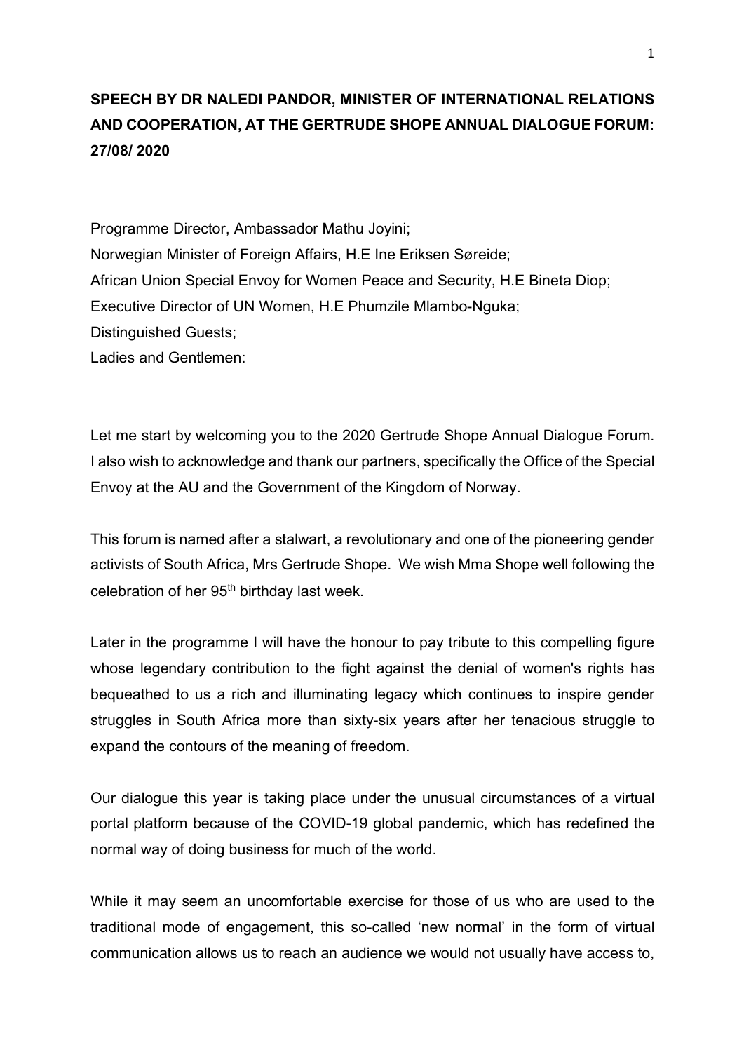**SPEECH BY DR NALEDI PANDOR, MINISTER OF INTERNATIONAL RELATIONS AND COOPERATION, AT THE GERTRUDE SHOPE ANNUAL DIALOGUE FORUM: 27/08/ 2020**

Programme Director, Ambassador Mathu Joyini;
Norwegian Minister of Foreign Affairs, H.E Ine Eriksen Søreide;
African Union Special Envoy for Women Peace and Security, H.E Bineta Diop;
Executive Director of UN Women, H.E Phumzile Mlambo-Nguka;
Distinguished Guests;
Ladies and Gentlemen:

Let me start by welcoming you to the 2020 Gertrude Shope Annual Dialogue Forum. I also wish to acknowledge and thank our partners, specifically the Office of the Special Envoy at the AU and the Government of the Kingdom of Norway.

This forum is named after a stalwart, a revolutionary and one of the pioneering gender activists of South Africa, Mrs Gertrude Shope. We wish Mma Shope well following the celebration of her 95th birthday last week.

Later in the programme I will have the honour to pay tribute to this compelling figure whose legendary contribution to the fight against the denial of women's rights has bequeathed to us a rich and illuminating legacy which continues to inspire gender struggles in South Africa more than sixty-six years after her tenacious struggle to expand the contours of the meaning of freedom.

Our dialogue this year is taking place under the unusual circumstances of a virtual portal platform because of the COVID-19 global pandemic, which has redefined the normal way of doing business for much of the world.

While it may seem an uncomfortable exercise for those of us who are used to the traditional mode of engagement, this so-called 'new normal' in the form of virtual communication allows us to reach an audience we would not usually have access to,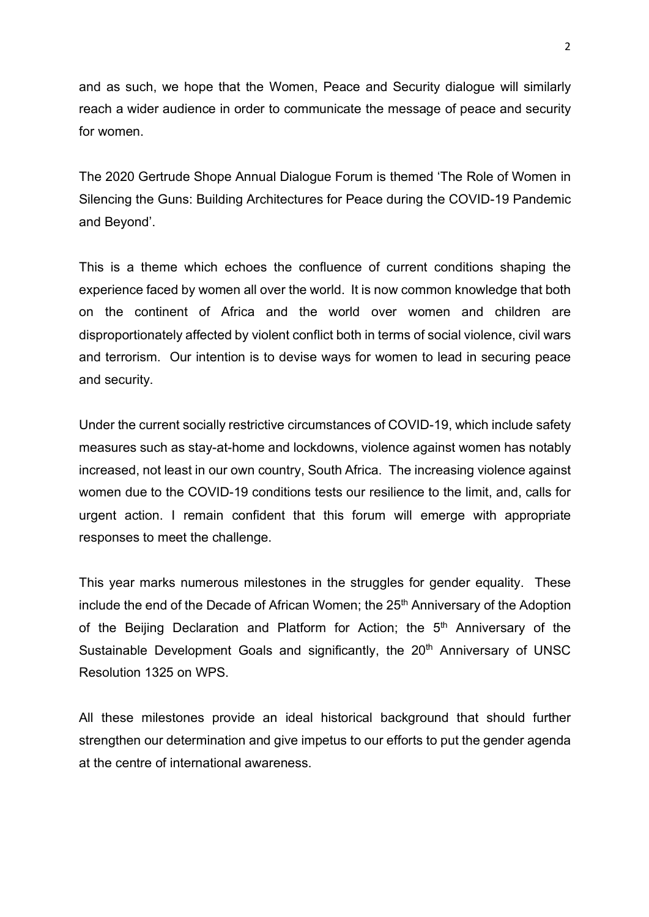and as such, we hope that the Women, Peace and Security dialogue will similarly reach a wider audience in order to communicate the message of peace and security for women.

The 2020 Gertrude Shope Annual Dialogue Forum is themed 'The Role of Women in Silencing the Guns: Building Architectures for Peace during the COVID-19 Pandemic and Beyond'.

This is a theme which echoes the confluence of current conditions shaping the experience faced by women all over the world. It is now common knowledge that both on the continent of Africa and the world over women and children are disproportionately affected by violent conflict both in terms of social violence, civil wars and terrorism. Our intention is to devise ways for women to lead in securing peace and security.

Under the current socially restrictive circumstances of COVID-19, which include safety measures such as stay-at-home and lockdowns, violence against women has notably increased, not least in our own country, South Africa. The increasing violence against women due to the COVID-19 conditions tests our resilience to the limit, and, calls for urgent action. I remain confident that this forum will emerge with appropriate responses to meet the challenge.

This year marks numerous milestones in the struggles for gender equality. These include the end of the Decade of African Women; the 25th Anniversary of the Adoption of the Beijing Declaration and Platform for Action; the 5th Anniversary of the Sustainable Development Goals and significantly, the 20th Anniversary of UNSC Resolution 1325 on WPS.

All these milestones provide an ideal historical background that should further strengthen our determination and give impetus to our efforts to put the gender agenda at the centre of international awareness.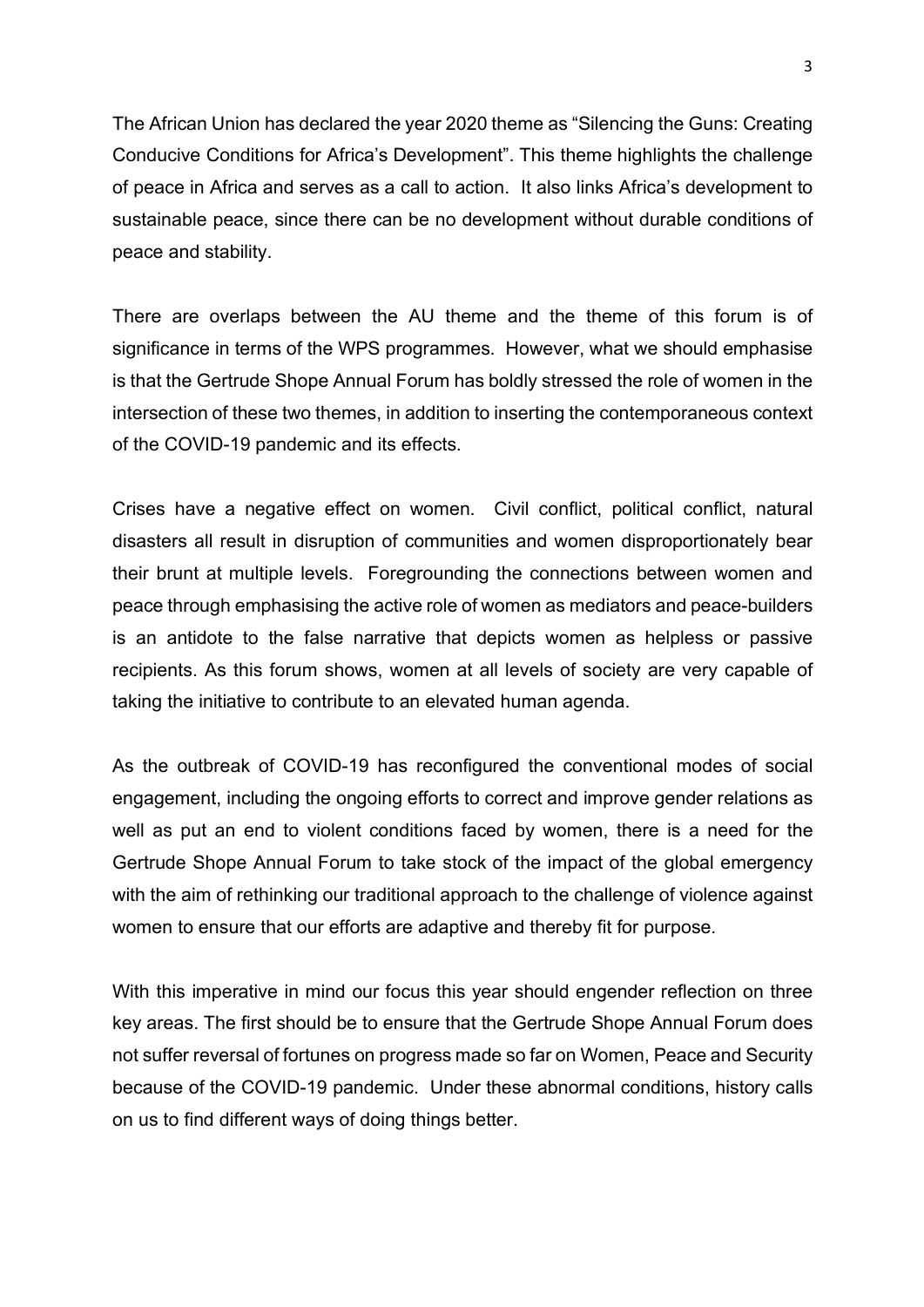The African Union has declared the year 2020 theme as "Silencing the Guns: Creating Conducive Conditions for Africa's Development". This theme highlights the challenge of peace in Africa and serves as a call to action. It also links Africa's development to sustainable peace, since there can be no development without durable conditions of peace and stability.

There are overlaps between the AU theme and the theme of this forum is of significance in terms of the WPS programmes. However, what we should emphasise is that the Gertrude Shope Annual Forum has boldly stressed the role of women in the intersection of these two themes, in addition to inserting the contemporaneous context of the COVID-19 pandemic and its effects.

Crises have a negative effect on women. Civil conflict, political conflict, natural disasters all result in disruption of communities and women disproportionately bear their brunt at multiple levels. Foregrounding the connections between women and peace through emphasising the active role of women as mediators and peace-builders is an antidote to the false narrative that depicts women as helpless or passive recipients. As this forum shows, women at all levels of society are very capable of taking the initiative to contribute to an elevated human agenda.

As the outbreak of COVID-19 has reconfigured the conventional modes of social engagement, including the ongoing efforts to correct and improve gender relations as well as put an end to violent conditions faced by women, there is a need for the Gertrude Shope Annual Forum to take stock of the impact of the global emergency with the aim of rethinking our traditional approach to the challenge of violence against women to ensure that our efforts are adaptive and thereby fit for purpose.

With this imperative in mind our focus this year should engender reflection on three key areas. The first should be to ensure that the Gertrude Shope Annual Forum does not suffer reversal of fortunes on progress made so far on Women, Peace and Security because of the COVID-19 pandemic. Under these abnormal conditions, history calls on us to find different ways of doing things better.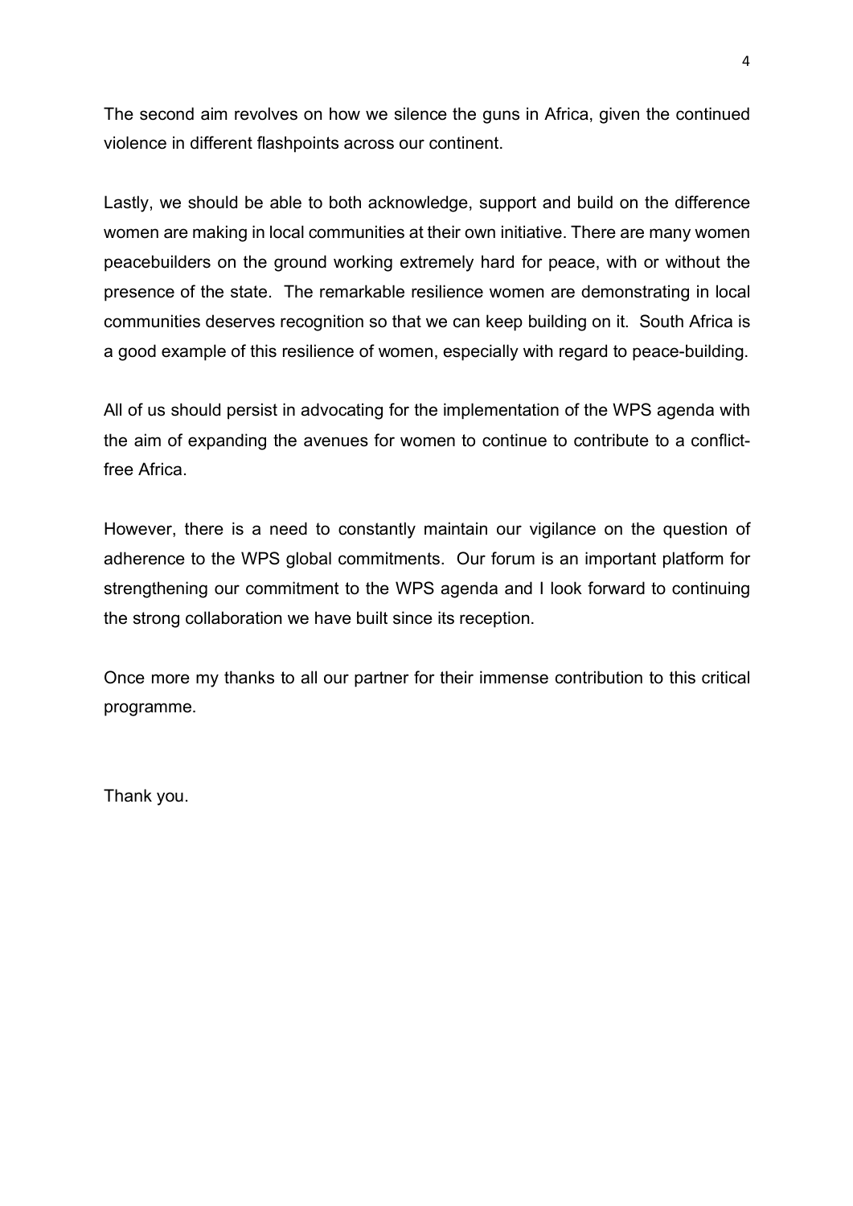The second aim revolves on how we silence the guns in Africa, given the continued violence in different flashpoints across our continent.

Lastly, we should be able to both acknowledge, support and build on the difference women are making in local communities at their own initiative. There are many women peacebuilders on the ground working extremely hard for peace, with or without the presence of the state. The remarkable resilience women are demonstrating in local communities deserves recognition so that we can keep building on it. South Africa is a good example of this resilience of women, especially with regard to peace-building.

All of us should persist in advocating for the implementation of the WPS agenda with the aim of expanding the avenues for women to continue to contribute to a conflict-free Africa.

However, there is a need to constantly maintain our vigilance on the question of adherence to the WPS global commitments. Our forum is an important platform for strengthening our commitment to the WPS agenda and I look forward to continuing the strong collaboration we have built since its reception.

Once more my thanks to all our partner for their immense contribution to this critical programme.

Thank you.